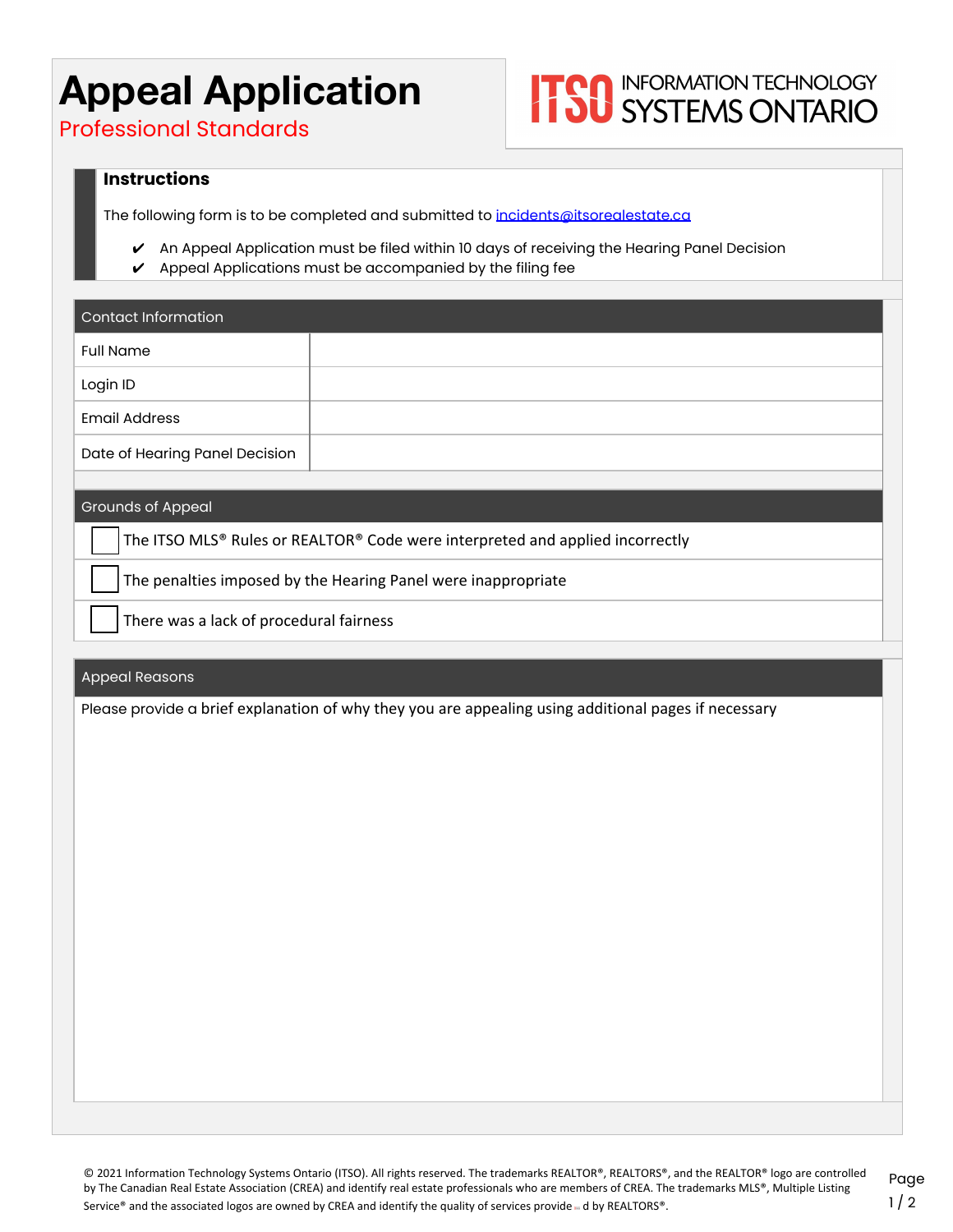# Appeal Application

## Professional Standards

INFORMATION TECHNOLOGY SYSTEMS ONTARIO

### Instructions

The following form is to be completed and submitted to incidents@itsorealestate.ca

- ✔ An Appeal Application must be filed within 10 days of receiving the Hearing Panel Decision
- ✔ Appeal Applications must be accompanied by the filing fee

| Contact Information | |
|---|---|
| Full Name | |
| Login ID | |
| Email Address | |
| Date of Hearing Panel Decision | |

### Grounds of Appeal

- ☐ The ITSO MLS® Rules or REALTOR® Code were interpreted and applied incorrectly
- ☐ The penalties imposed by the Hearing Panel were inappropriate
- ☐ There was a lack of procedural fairness

### Appeal Reasons

Please provide a brief explanation of why they you are appealing using additional pages if necessary

© 2021 Information Technology Systems Ontario (ITSO). All rights reserved. The trademarks REALTOR®, REALTORS®, and the REALTOR® logo are controlled by The Canadian Real Estate Association (CREA) and identify real estate professionals who are members of CREA. The trademarks MLS®, Multiple Listing Service® and the associated logos are owned by CREA and identify the quality of services provided by REALTORS®.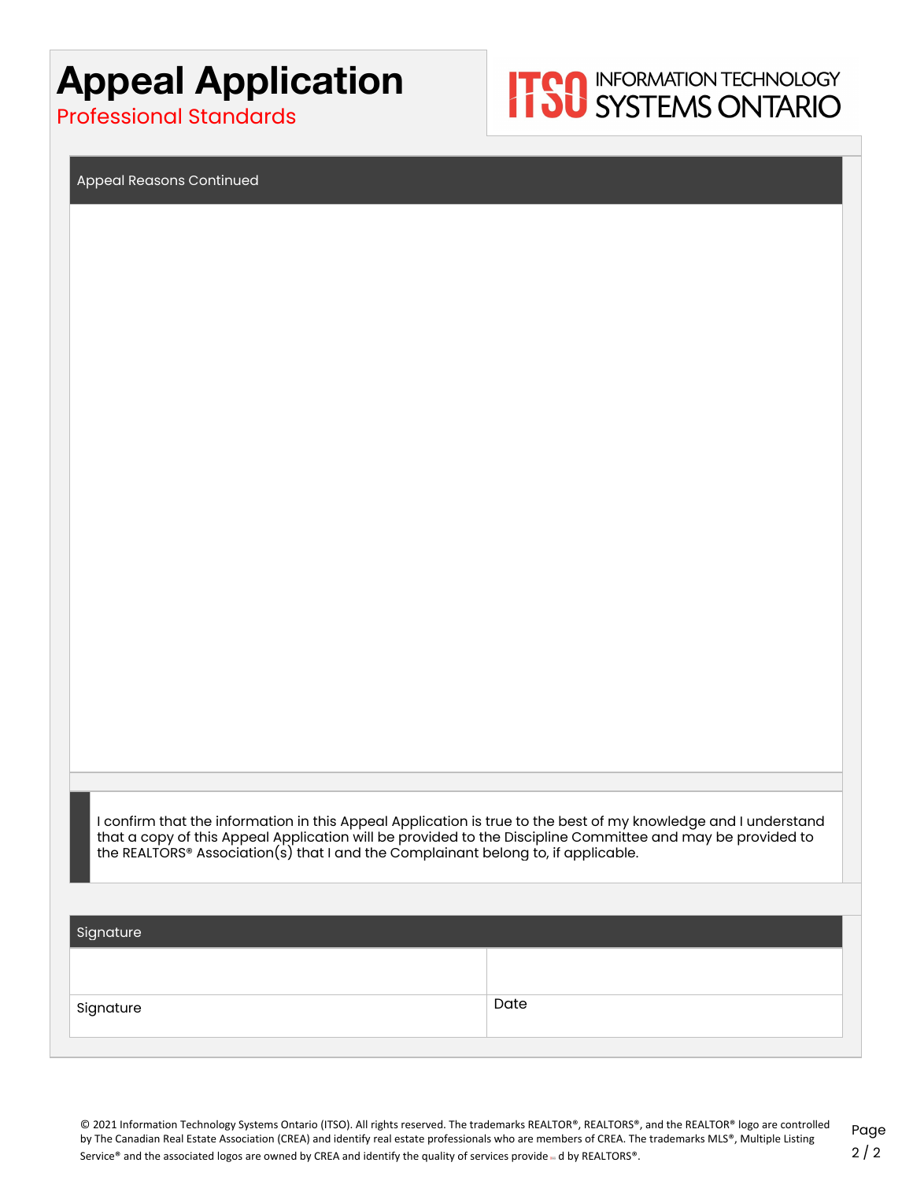# Appeal Application

Professional Standards

INFORMATION TECHNOLOGY SYSTEMS ONTARIO

## Appeal Reasons Continued

I confirm that the information in this Appeal Application is true to the best of my knowledge and I understand that a copy of this Appeal Application will be provided to the Discipline Committee and may be provided to the REALTORS® Association(s) that I and the Complainant belong to, if applicable.

## Signature

| | |
|---|---|
| | |
| Signature | Date |

© 2021 Information Technology Systems Ontario (ITSO). All rights reserved. The trademarks REALTOR®, REALTORS®, and the REALTOR® logo are controlled by The Canadian Real Estate Association (CREA) and identify real estate professionals who are members of CREA. The trademarks MLS®, Multiple Listing Service® and the associated logos are owned by CREA and identify the quality of services provided by REALTORS®.